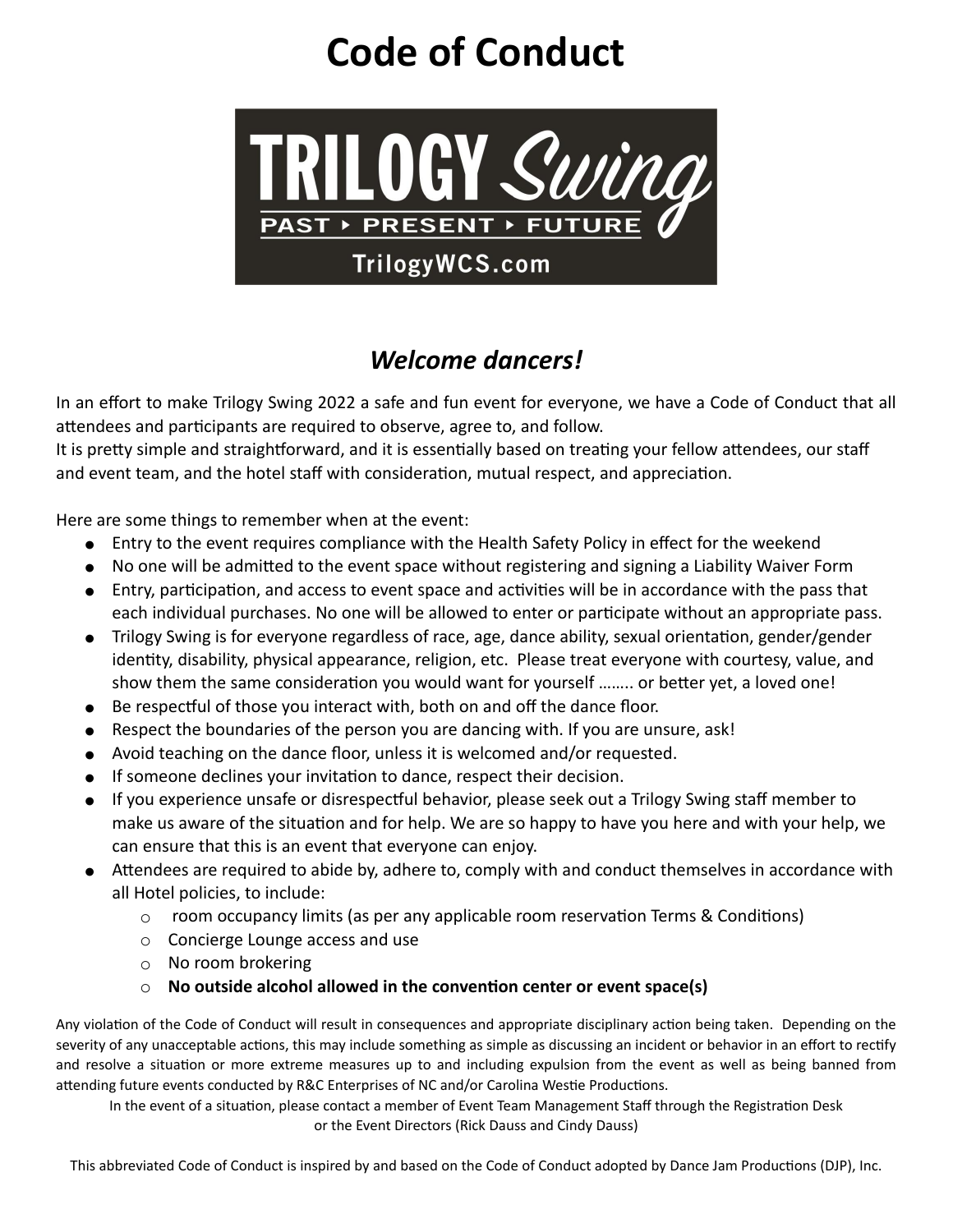# Code of Conduct

TRILOGY *Swing*

PAST ▸ PRESENT ▸ FUTURE

TrilogyWCS.com

## *Welcome dancers!*

In an effort to make Trilogy Swing 2022 a safe and fun event for everyone, we have a Code of Conduct that all attendees and participants are required to observe, agree to, and follow.
It is pretty simple and straightforward, and it is essentially based on treating your fellow attendees, our staff and event team, and the hotel staff with consideration, mutual respect, and appreciation.

Here are some things to remember when at the event:

- Entry to the event requires compliance with the Health Safety Policy in effect for the weekend
- No one will be admitted to the event space without registering and signing a Liability Waiver Form
- Entry, participation, and access to event space and activities will be in accordance with the pass that each individual purchases. No one will be allowed to enter or participate without an appropriate pass.
- Trilogy Swing is for everyone regardless of race, age, dance ability, sexual orientation, gender/gender identity, disability, physical appearance, religion, etc. Please treat everyone with courtesy, value, and show them the same consideration you would want for yourself …….. or better yet, a loved one!
- Be respectful of those you interact with, both on and off the dance floor.
- Respect the boundaries of the person you are dancing with. If you are unsure, ask!
- Avoid teaching on the dance floor, unless it is welcomed and/or requested.
- If someone declines your invitation to dance, respect their decision.
- If you experience unsafe or disrespectful behavior, please seek out a Trilogy Swing staff member to make us aware of the situation and for help. We are so happy to have you here and with your help, we can ensure that this is an event that everyone can enjoy.
- Attendees are required to abide by, adhere to, comply with and conduct themselves in accordance with all Hotel policies, to include:
  - room occupancy limits (as per any applicable room reservation Terms & Conditions)
  - Concierge Lounge access and use
  - No room brokering
  - **No outside alcohol allowed in the convention center or event space(s)**

Any violation of the Code of Conduct will result in consequences and appropriate disciplinary action being taken. Depending on the severity of any unacceptable actions, this may include something as simple as discussing an incident or behavior in an effort to rectify and resolve a situation or more extreme measures up to and including expulsion from the event as well as being banned from attending future events conducted by R&C Enterprises of NC and/or Carolina Westie Productions.

In the event of a situation, please contact a member of Event Team Management Staff through the Registration Desk or the Event Directors (Rick Dauss and Cindy Dauss)

This abbreviated Code of Conduct is inspired by and based on the Code of Conduct adopted by Dance Jam Productions (DJP), Inc.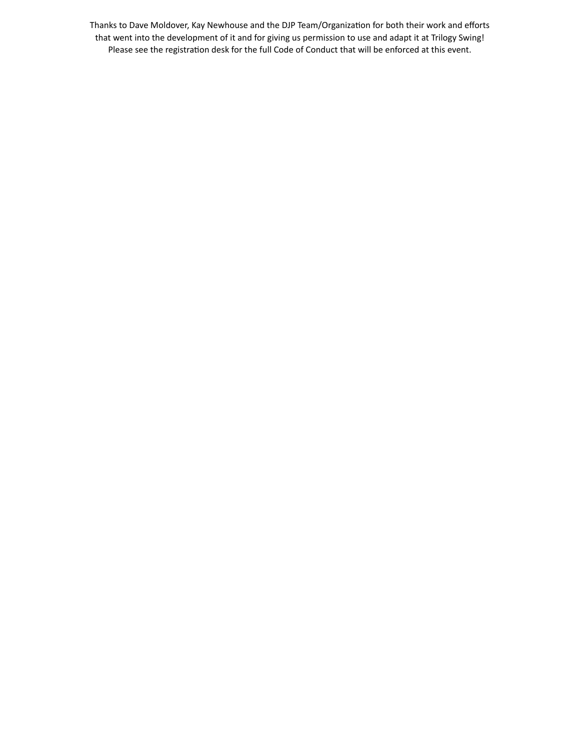Thanks to Dave Moldover, Kay Newhouse and the DJP Team/Organization for both their work and efforts that went into the development of it and for giving us permission to use and adapt it at Trilogy Swing! Please see the registration desk for the full Code of Conduct that will be enforced at this event.